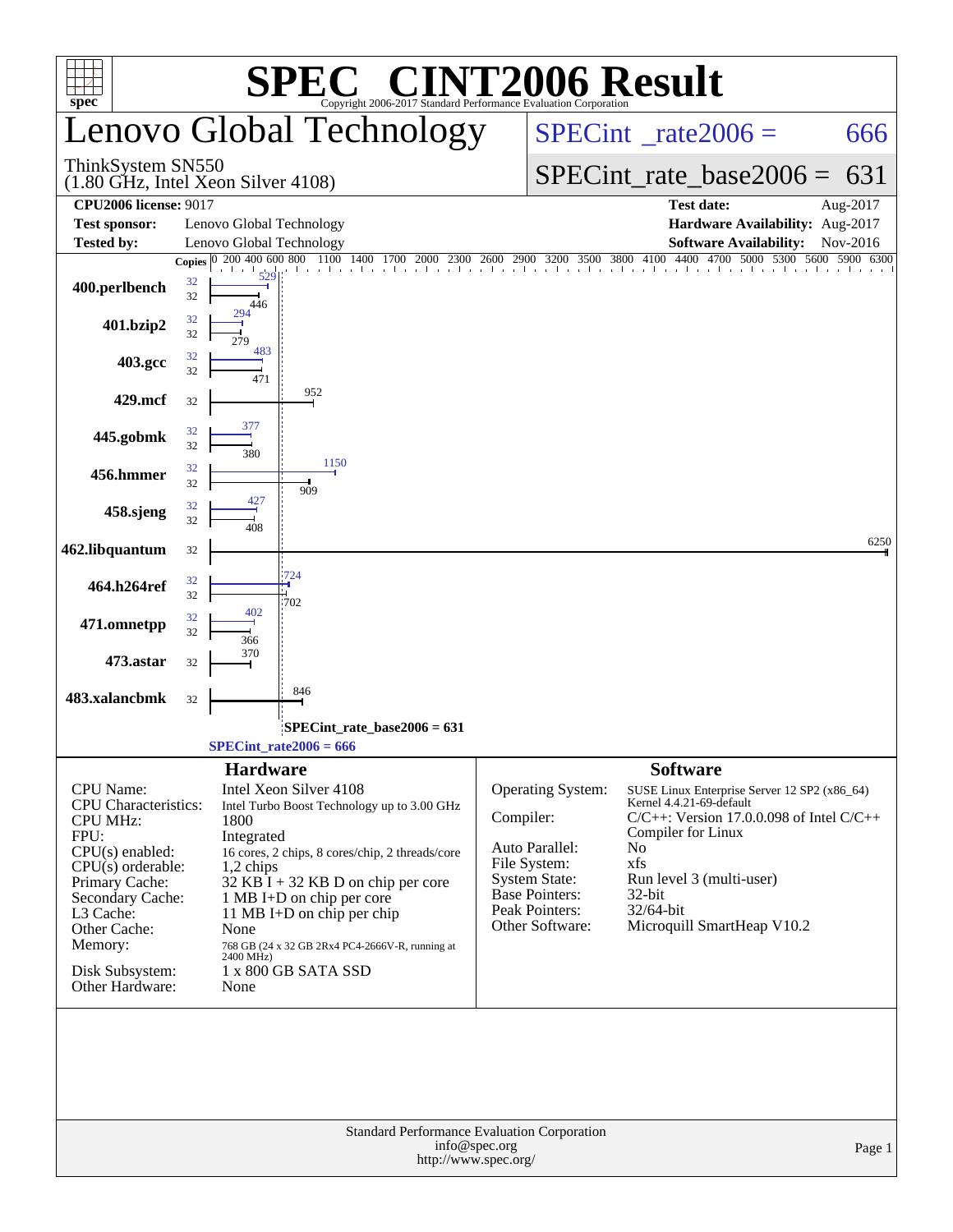# SPEC CINT2006 Result

Copyright 2006-2017 Standard Performance Evaluation Corporation

## Lenovo Global Technology

ThinkSystem SN550
(1.80 GHz, Intel Xeon Silver 4108)

SPECint_rate2006 = 666

SPECint_rate_base2006 = 631

| | | | |
|---|---|---|---|
| **CPU2006 license:** 9017 | | **Test date:** | Aug-2017 |
| **Test sponsor:** | Lenovo Global Technology | **Hardware Availability:** | Aug-2017 |
| **Tested by:** | Lenovo Global Technology | **Software Availability:** | Nov-2016 |

| Benchmark | Copies (peak) | Copies (base) | Peak | Base |
|---|---|---|---|---|
| 400.perlbench | 32 | 32 | 529 | 446 |
| 401.bzip2 | 32 | 32 | 294 | 279 |
| 403.gcc | 32 | 32 | 483 | 471 |
| 429.mcf | | 32 | | 952 |
| 445.gobmk | 32 | 32 | 377 | 380 |
| 456.hmmer | 32 | 32 | 1150 | 909 |
| 458.sjeng | 32 | 32 | 427 | 408 |
| 462.libquantum | | 32 | | 6250 |
| 464.h264ref | 32 | 32 | 724 | 702 |
| 471.omnetpp | 32 | 32 | 402 | 366 |
| 473.astar | | 32 | | 370 |
| 483.xalancbmk | | 32 | | 846 |

SPECint_rate_base2006 = 631

SPECint_rate2006 = 666

### Hardware

| | |
|---|---|
| CPU Name: | Intel Xeon Silver 4108 |
| CPU Characteristics: | Intel Turbo Boost Technology up to 3.00 GHz |
| CPU MHz: | 1800 |
| FPU: | Integrated |
| CPU(s) enabled: | 16 cores, 2 chips, 8 cores/chip, 2 threads/core |
| CPU(s) orderable: | 1,2 chips |
| Primary Cache: | 32 KB I + 32 KB D on chip per core |
| Secondary Cache: | 1 MB I+D on chip per core |
| L3 Cache: | 11 MB I+D on chip per chip |
| Other Cache: | None |
| Memory: | 768 GB (24 x 32 GB 2Rx4 PC4-2666V-R, running at 2400 MHz) |
| Disk Subsystem: | 1 x 800 GB SATA SSD |
| Other Hardware: | None |

### Software

| | |
|---|---|
| Operating System: | SUSE Linux Enterprise Server 12 SP2 (x86_64) Kernel 4.4.21-69-default |
| Compiler: | C/C++: Version 17.0.0.098 of Intel C/C++ Compiler for Linux |
| Auto Parallel: | No |
| File System: | xfs |
| System State: | Run level 3 (multi-user) |
| Base Pointers: | 32-bit |
| Peak Pointers: | 32/64-bit |
| Other Software: | Microquill SmartHeap V10.2 |

Standard Performance Evaluation Corporation
info@spec.org
http://www.spec.org/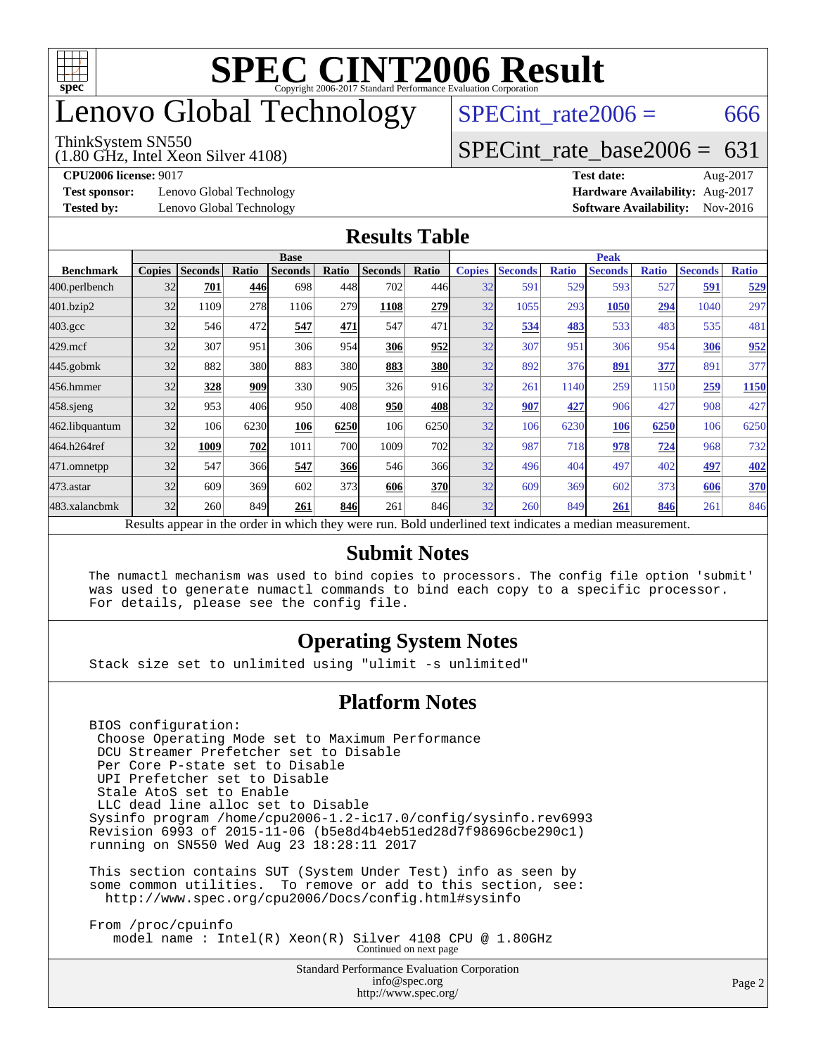# SPEC CINT2006 Result

Copyright 2006-2017 Standard Performance Evaluation Corporation

# Lenovo Global Technology

ThinkSystem SN550
(1.80 GHz, Intel Xeon Silver 4108)

SPECint_rate2006 = 666

SPECint_rate_base2006 = 631

**CPU2006 license:** 9017
**Test sponsor:** Lenovo Global Technology
**Tested by:** Lenovo Global Technology

**Test date:** Aug-2017
**Hardware Availability:** Aug-2017
**Software Availability:** Nov-2016

## Results Table

| Benchmark | Base | | | | | | | Peak | | | | | | |
|---|---|---|---|---|---|---|---|---|---|---|---|---|---|---|
| | Copies | Seconds | Ratio | Seconds | Ratio | Seconds | Ratio | Copies | Seconds | Ratio | Seconds | Ratio | Seconds | Ratio |
| 400.perlbench | 32 | **701** | **446** | 698 | 448 | 702 | 446 | 32 | 591 | 529 | 593 | 527 | **591** | **529** |
| 401.bzip2 | 32 | 1109 | 278 | 1106 | 279 | **1108** | **279** | 32 | 1055 | 293 | **1050** | **294** | 1040 | 297 |
| 403.gcc | 32 | 546 | 472 | **547** | **471** | 547 | 471 | 32 | **534** | **483** | 533 | 483 | 535 | 481 |
| 429.mcf | 32 | 307 | 951 | 306 | 954 | **306** | **952** | 32 | 307 | 951 | 306 | 954 | **306** | **952** |
| 445.gobmk | 32 | 882 | 380 | 883 | 380 | **883** | **380** | 32 | 892 | 376 | **891** | **377** | 891 | 377 |
| 456.hmmer | 32 | **328** | **909** | 330 | 905 | 326 | 916 | 32 | 261 | 1140 | 259 | 1150 | **259** | **1150** |
| 458.sjeng | 32 | 953 | 406 | 950 | 408 | **950** | **408** | 32 | **907** | **427** | 906 | 427 | 908 | 427 |
| 462.libquantum | 32 | 106 | 6230 | **106** | **6250** | 106 | 6250 | 32 | 106 | 6230 | **106** | **6250** | 106 | 6250 |
| 464.h264ref | 32 | **1009** | **702** | 1011 | 700 | 1009 | 702 | 32 | 987 | 718 | **978** | **724** | 968 | 732 |
| 471.omnetpp | 32 | 547 | 366 | **547** | **366** | 546 | 366 | 32 | 496 | 404 | 497 | 402 | **497** | **402** |
| 473.astar | 32 | 609 | 369 | 602 | 373 | **606** | **370** | 32 | 609 | 369 | 602 | 373 | **606** | **370** |
| 483.xalancbmk | 32 | 260 | 849 | **261** | **846** | 261 | 846 | 32 | 260 | 849 | **261** | **846** | 261 | 846 |

Results appear in the order in which they were run. Bold underlined text indicates a median measurement.

## Submit Notes

```
The numactl mechanism was used to bind copies to processors. The config file option 'submit'
was used to generate numactl commands to bind each copy to a specific processor.
For details, please see the config file.
```

## Operating System Notes

```
Stack size set to unlimited using "ulimit -s unlimited"
```

## Platform Notes

```
BIOS configuration:
 Choose Operating Mode set to Maximum Performance
 DCU Streamer Prefetcher set to Disable
 Per Core P-state set to Disable
 UPI Prefetcher set to Disable
 Stale AtoS set to Enable
 LLC dead line alloc set to Disable
Sysinfo program /home/cpu2006-1.2-ic17.0/config/sysinfo.rev6993
Revision 6993 of 2015-11-06 (b5e8d4b4eb51ed28d7f98696cbe290c1)
running on SN550 Wed Aug 23 18:28:11 2017

This section contains SUT (System Under Test) info as seen by
some common utilities.  To remove or add to this section, see:
  http://www.spec.org/cpu2006/Docs/config.html#sysinfo

From /proc/cpuinfo
   model name : Intel(R) Xeon(R) Silver 4108 CPU @ 1.80GHz
```

Continued on next page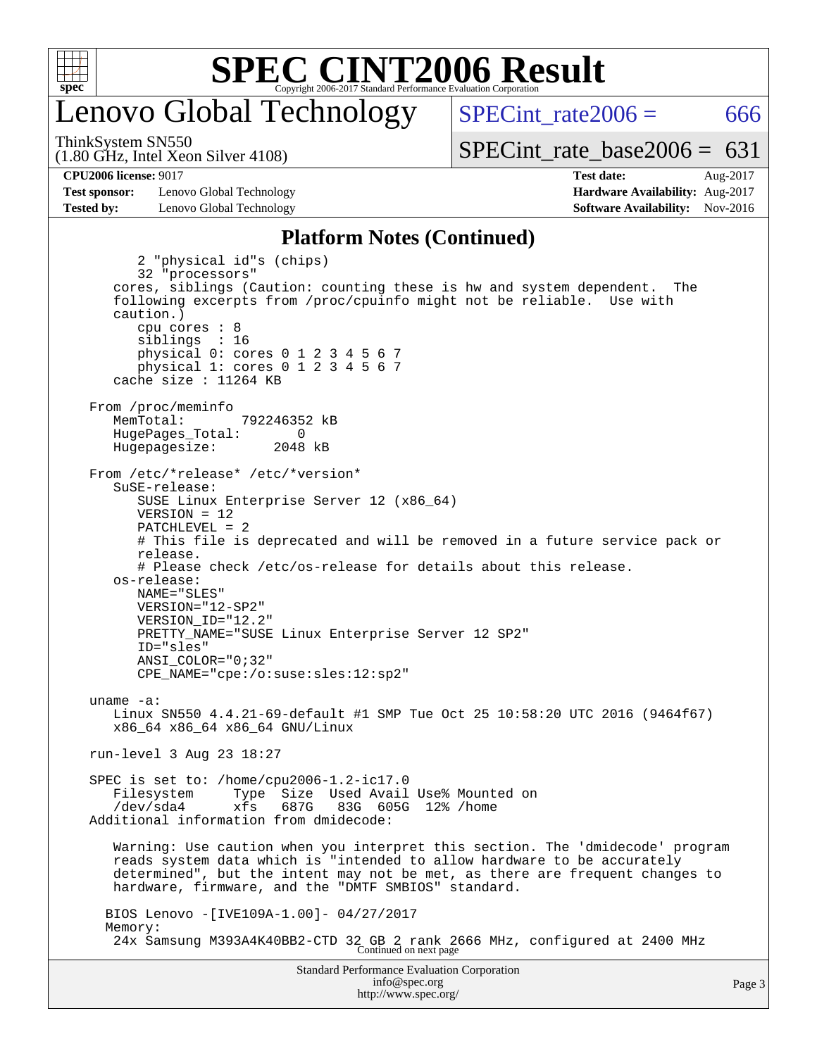## Platform Notes (Continued)

```
        2 "physical id"s (chips)
        32 "processors"
     cores, siblings (Caution: counting these is hw and system dependent.  The
     following excerpts from /proc/cpuinfo might not be reliable.  Use with
     caution.)
        cpu cores : 8
        siblings  : 16
        physical 0: cores 0 1 2 3 4 5 6 7
        physical 1: cores 0 1 2 3 4 5 6 7
     cache size : 11264 KB

  From /proc/meminfo
     MemTotal:       792246352 kB
     HugePages_Total:       0
     Hugepagesize:       2048 kB

  From /etc/*release* /etc/*version*
     SuSE-release:
        SUSE Linux Enterprise Server 12 (x86_64)
        VERSION = 12
        PATCHLEVEL = 2
        # This file is deprecated and will be removed in a future service pack or
        release.
        # Please check /etc/os-release for details about this release.
     os-release:
        NAME="SLES"
        VERSION="12-SP2"
        VERSION_ID="12.2"
        PRETTY_NAME="SUSE Linux Enterprise Server 12 SP2"
        ID="sles"
        ANSI_COLOR="0;32"
        CPE_NAME="cpe:/o:suse:sles:12:sp2"

  uname -a:
     Linux SN550 4.4.21-69-default #1 SMP Tue Oct 25 10:58:20 UTC 2016 (9464f67)
     x86_64 x86_64 x86_64 GNU/Linux

  run-level 3 Aug 23 18:27

  SPEC is set to: /home/cpu2006-1.2-ic17.0
     Filesystem     Type  Size  Used Avail Use% Mounted on
     /dev/sda4      xfs   687G   83G  605G  12% /home
  Additional information from dmidecode:

     Warning: Use caution when you interpret this section. The 'dmidecode' program
     reads system data which is "intended to allow hardware to be accurately
     determined", but the intent may not be met, as there are frequent changes to
     hardware, firmware, and the "DMTF SMBIOS" standard.

    BIOS Lenovo -[IVE109A-1.00]- 04/27/2017
    Memory:
     24x Samsung M393A4K40BB2-CTD 32 GB 2 rank 2666 MHz, configured at 2400 MHz
```

Continued on next page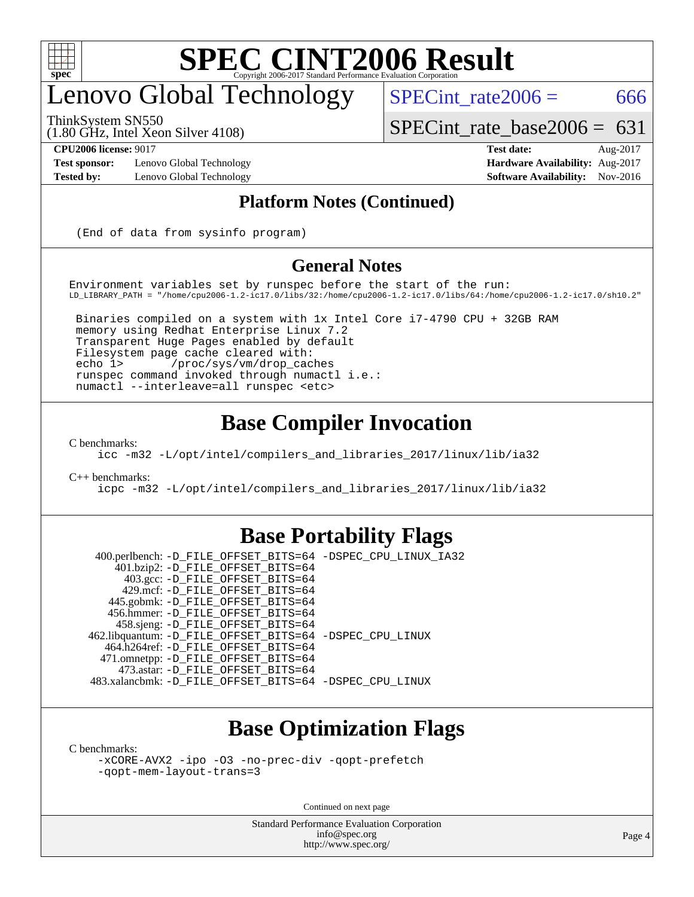## Platform Notes (Continued)

```
(End of data from sysinfo program)
```

## General Notes

```
Environment variables set by runspec before the start of the run:
LD_LIBRARY_PATH = "/home/cpu2006-1.2-ic17.0/libs/32:/home/cpu2006-1.2-ic17.0/libs/64:/home/cpu2006-1.2-ic17.0/sh10.2"

 Binaries compiled on a system with 1x Intel Core i7-4790 CPU + 32GB RAM
 memory using Redhat Enterprise Linux 7.2
 Transparent Huge Pages enabled by default
 Filesystem page cache cleared with:
 echo 1>       /proc/sys/vm/drop_caches
 runspec command invoked through numactl i.e.:
 numactl --interleave=all runspec <etc>
```

## Base Compiler Invocation

C benchmarks:

```
icc -m32 -L/opt/intel/compilers_and_libraries_2017/linux/lib/ia32
```

C++ benchmarks:

```
icpc -m32 -L/opt/intel/compilers_and_libraries_2017/linux/lib/ia32
```

## Base Portability Flags

```
   400.perlbench: -D_FILE_OFFSET_BITS=64 -DSPEC_CPU_LINUX_IA32
       401.bzip2: -D_FILE_OFFSET_BITS=64
         403.gcc: -D_FILE_OFFSET_BITS=64
         429.mcf: -D_FILE_OFFSET_BITS=64
       445.gobmk: -D_FILE_OFFSET_BITS=64
      456.hmmer: -D_FILE_OFFSET_BITS=64
       458.sjeng: -D_FILE_OFFSET_BITS=64
 462.libquantum: -D_FILE_OFFSET_BITS=64 -DSPEC_CPU_LINUX
     464.h264ref: -D_FILE_OFFSET_BITS=64
     471.omnetpp: -D_FILE_OFFSET_BITS=64
       473.astar: -D_FILE_OFFSET_BITS=64
  483.xalancbmk: -D_FILE_OFFSET_BITS=64 -DSPEC_CPU_LINUX
```

## Base Optimization Flags

C benchmarks:

```
-xCORE-AVX2 -ipo -O3 -no-prec-div -qopt-prefetch
-qopt-mem-layout-trans=3
```

Continued on next page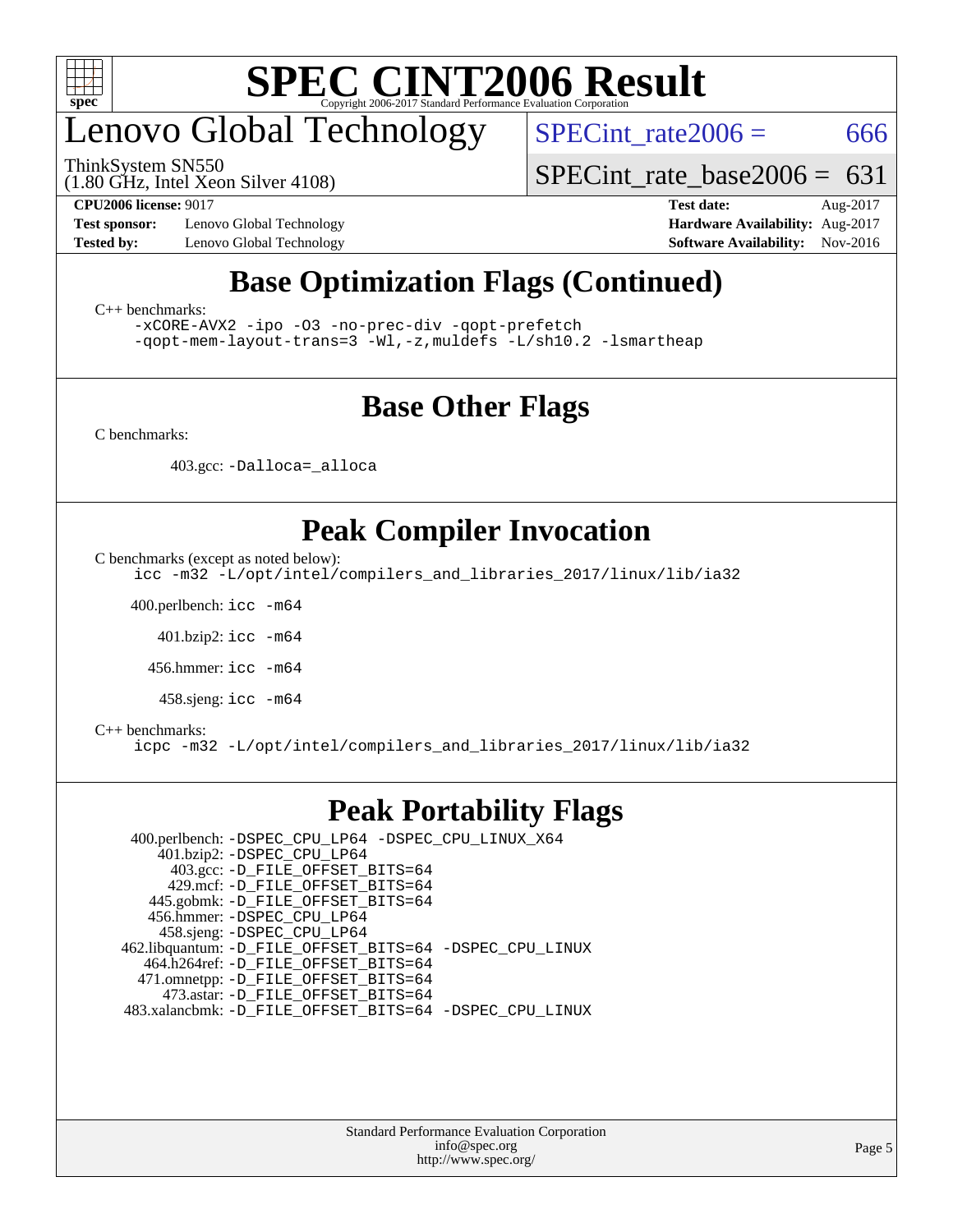## Base Optimization Flags (Continued)

C++ benchmarks:

```
-xCORE-AVX2 -ipo -O3 -no-prec-div -qopt-prefetch
-qopt-mem-layout-trans=3 -Wl,-z,muldefs -L/sh10.2 -lsmartheap
```

## Base Other Flags

C benchmarks:

403.gcc: `-Dalloca=_alloca`

## Peak Compiler Invocation

C benchmarks (except as noted below):

```
icc -m32 -L/opt/intel/compilers_and_libraries_2017/linux/lib/ia32
```

400.perlbench: `icc -m64`

401.bzip2: `icc -m64`

456.hmmer: `icc -m64`

458.sjeng: `icc -m64`

C++ benchmarks:

```
icpc -m32 -L/opt/intel/compilers_and_libraries_2017/linux/lib/ia32
```

## Peak Portability Flags

400.perlbench: `-DSPEC_CPU_LP64 -DSPEC_CPU_LINUX_X64`
401.bzip2: `-DSPEC_CPU_LP64`
403.gcc: `-D_FILE_OFFSET_BITS=64`
429.mcf: `-D_FILE_OFFSET_BITS=64`
445.gobmk: `-D_FILE_OFFSET_BITS=64`
456.hmmer: `-DSPEC_CPU_LP64`
458.sjeng: `-DSPEC_CPU_LP64`
462.libquantum: `-D_FILE_OFFSET_BITS=64 -DSPEC_CPU_LINUX`
464.h264ref: `-D_FILE_OFFSET_BITS=64`
471.omnetpp: `-D_FILE_OFFSET_BITS=64`
473.astar: `-D_FILE_OFFSET_BITS=64`
483.xalancbmk: `-D_FILE_OFFSET_BITS=64 -DSPEC_CPU_LINUX`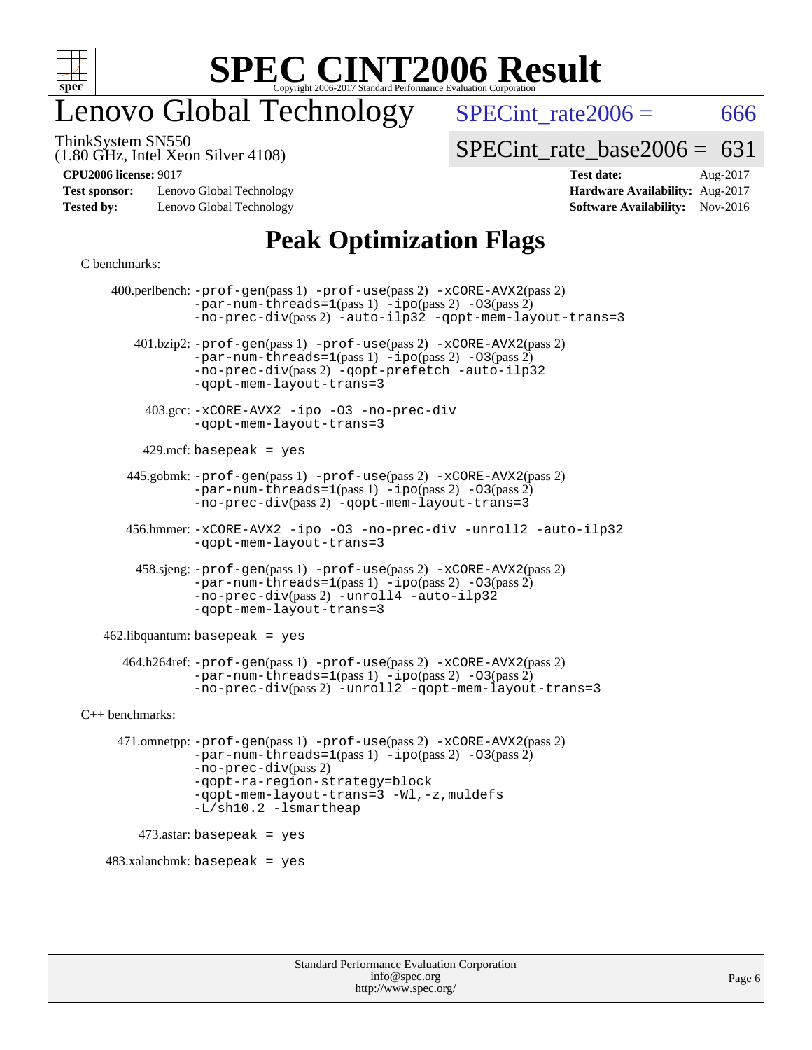# SPEC CINT2006 Result

Copyright 2006-2017 Standard Performance Evaluation Corporation

# Lenovo Global Technology

ThinkSystem SN550
(1.80 GHz, Intel Xeon Silver 4108)

SPECint_rate2006 = 666

SPECint_rate_base2006 = 631

**CPU2006 license:** 9017
**Test sponsor:** Lenovo Global Technology
**Tested by:** Lenovo Global Technology

**Test date:** Aug-2017
**Hardware Availability:** Aug-2017
**Software Availability:** Nov-2016

## Peak Optimization Flags

C benchmarks:

400.perlbench: -prof-gen(pass 1) -prof-use(pass 2) -xCORE-AVX2(pass 2) -par-num-threads=1(pass 1) -ipo(pass 2) -O3(pass 2) -no-prec-div(pass 2) -auto-ilp32 -qopt-mem-layout-trans=3

401.bzip2: -prof-gen(pass 1) -prof-use(pass 2) -xCORE-AVX2(pass 2) -par-num-threads=1(pass 1) -ipo(pass 2) -O3(pass 2) -no-prec-div(pass 2) -qopt-prefetch -auto-ilp32 -qopt-mem-layout-trans=3

403.gcc: -xCORE-AVX2 -ipo -O3 -no-prec-div -qopt-mem-layout-trans=3

429.mcf: basepeak = yes

445.gobmk: -prof-gen(pass 1) -prof-use(pass 2) -xCORE-AVX2(pass 2) -par-num-threads=1(pass 1) -ipo(pass 2) -O3(pass 2) -no-prec-div(pass 2) -qopt-mem-layout-trans=3

456.hmmer: -xCORE-AVX2 -ipo -O3 -no-prec-div -unroll2 -auto-ilp32 -qopt-mem-layout-trans=3

458.sjeng: -prof-gen(pass 1) -prof-use(pass 2) -xCORE-AVX2(pass 2) -par-num-threads=1(pass 1) -ipo(pass 2) -O3(pass 2) -no-prec-div(pass 2) -unroll4 -auto-ilp32 -qopt-mem-layout-trans=3

462.libquantum: basepeak = yes

464.h264ref: -prof-gen(pass 1) -prof-use(pass 2) -xCORE-AVX2(pass 2) -par-num-threads=1(pass 1) -ipo(pass 2) -O3(pass 2) -no-prec-div(pass 2) -unroll2 -qopt-mem-layout-trans=3

C++ benchmarks:

471.omnetpp: -prof-gen(pass 1) -prof-use(pass 2) -xCORE-AVX2(pass 2) -par-num-threads=1(pass 1) -ipo(pass 2) -O3(pass 2) -no-prec-div(pass 2) -qopt-ra-region-strategy=block -qopt-mem-layout-trans=3 -Wl,-z,muldefs -L/sh10.2 -lsmartheap

473.astar: basepeak = yes

483.xalancbmk: basepeak = yes

Standard Performance Evaluation Corporation
info@spec.org
http://www.spec.org/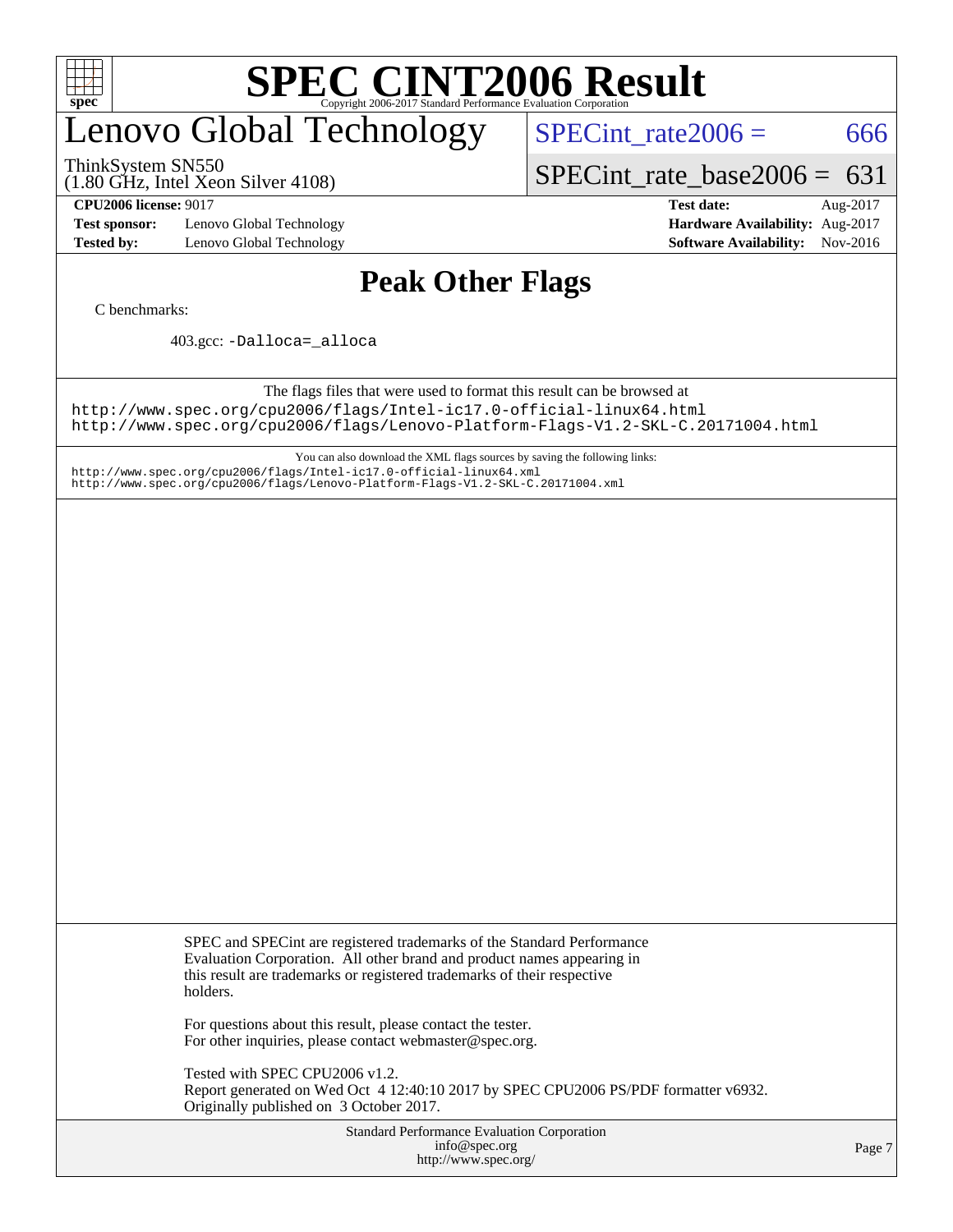# Lenovo Global Technology

ThinkSystem SN550
(1.80 GHz, Intel Xeon Silver 4108)

SPECint_rate2006 = 666

SPECint_rate_base2006 = 631

**CPU2006 license:** 9017
**Test sponsor:** Lenovo Global Technology
**Tested by:** Lenovo Global Technology

**Test date:** Aug-2017
**Hardware Availability:** Aug-2017
**Software Availability:** Nov-2016

## Peak Other Flags

C benchmarks:

403.gcc: -Dalloca=_alloca

The flags files that were used to format this result can be browsed at
http://www.spec.org/cpu2006/flags/Intel-ic17.0-official-linux64.html
http://www.spec.org/cpu2006/flags/Lenovo-Platform-Flags-V1.2-SKL-C.20171004.html

You can also download the XML flags sources by saving the following links:
http://www.spec.org/cpu2006/flags/Intel-ic17.0-official-linux64.xml
http://www.spec.org/cpu2006/flags/Lenovo-Platform-Flags-V1.2-SKL-C.20171004.xml

SPEC and SPECint are registered trademarks of the Standard Performance Evaluation Corporation. All other brand and product names appearing in this result are trademarks or registered trademarks of their respective holders.

For questions about this result, please contact the tester.
For other inquiries, please contact webmaster@spec.org.

Tested with SPEC CPU2006 v1.2.
Report generated on Wed Oct 4 12:40:10 2017 by SPEC CPU2006 PS/PDF formatter v6932.
Originally published on 3 October 2017.